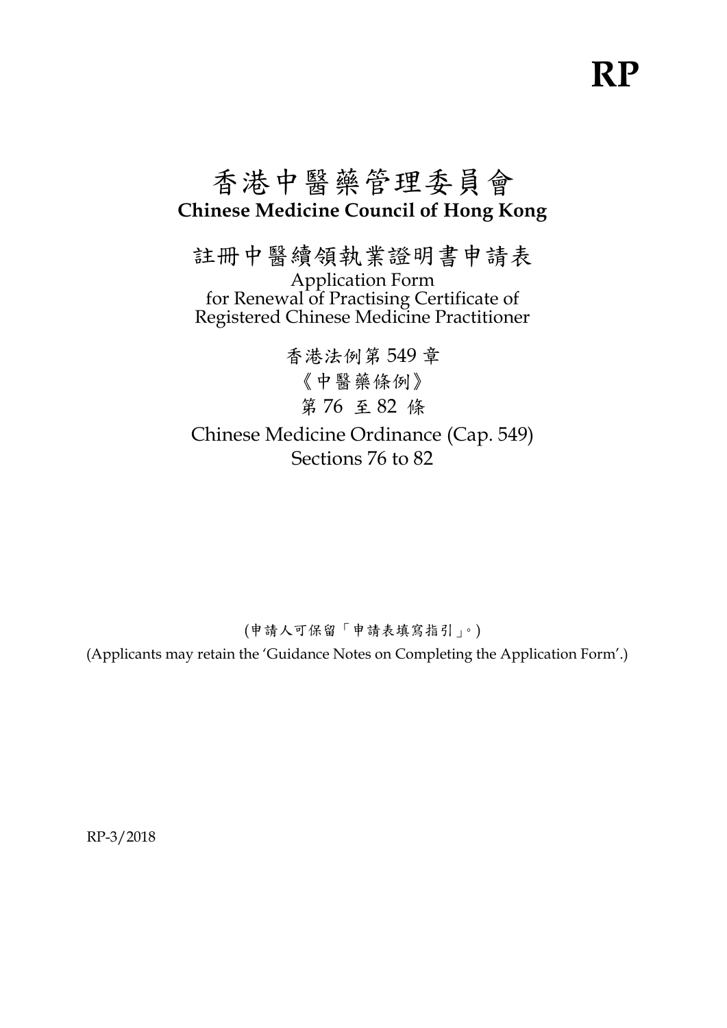**RP**

# 香港中醫藥管理委員會
**Chinese Medicine Council of Hong Kong**

## 註冊中醫續領執業證明書申請表
Application Form
for Renewal of Practising Certificate of
Registered Chinese Medicine Practitioner

香港法例第 549 章
《中醫藥條例》
第 76 至 82 條

Chinese Medicine Ordinance (Cap. 549)
Sections 76 to 82

(申請人可保留「申請表填寫指引」。)

(Applicants may retain the 'Guidance Notes on Completing the Application Form'.)

RP-3/2018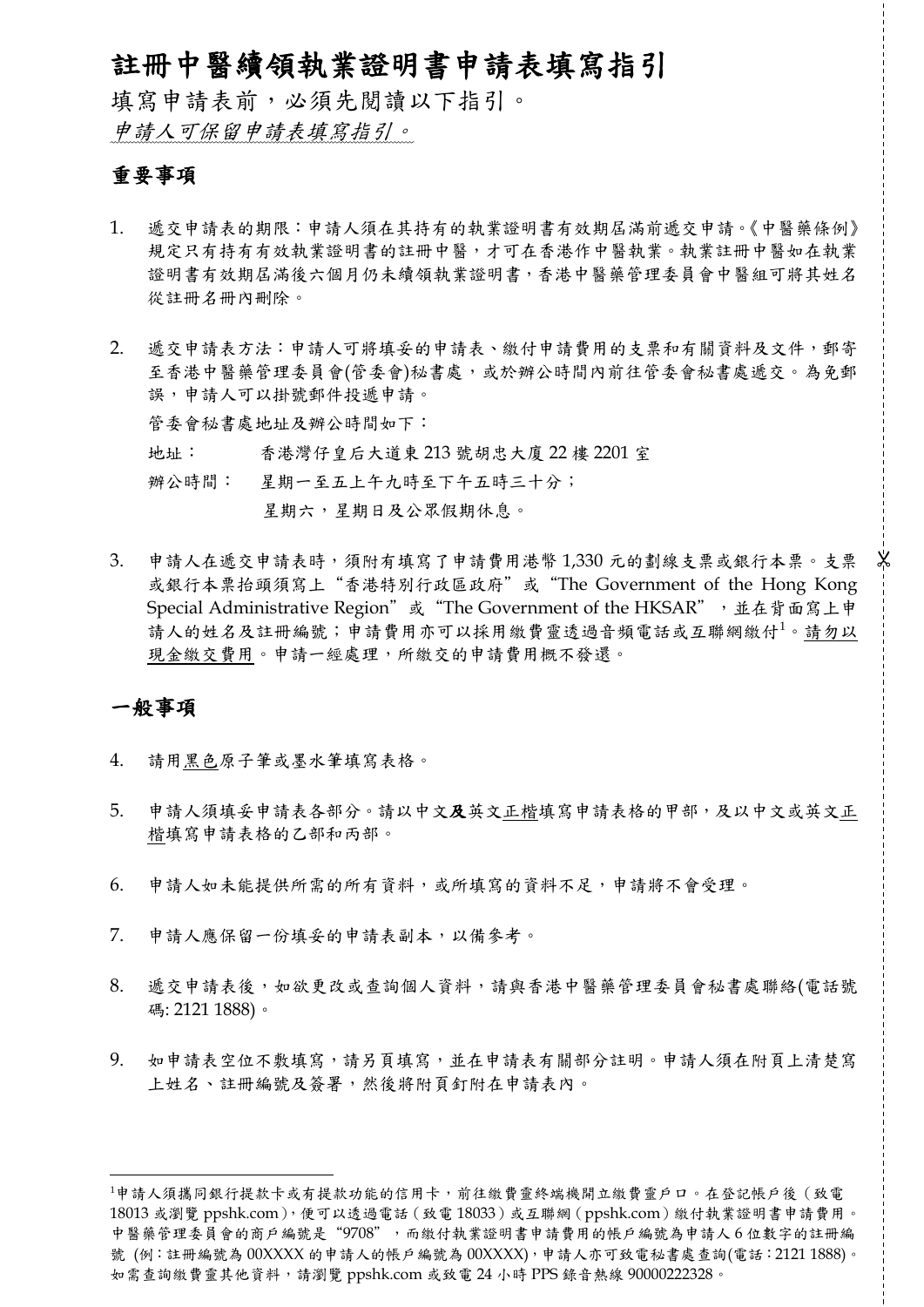# 註冊中醫續領執業證明書申請表填寫指引

填寫申請表前，必須先閱讀以下指引。

*申請人可保留申請表填寫指引。*

## 重要事項

1. 遞交申請表的期限：申請人須在其持有的執業證明書有效期屆滿前遞交申請。《中醫藥條例》規定只有持有有效執業證明書的註冊中醫，才可在香港作中醫執業。執業註冊中醫如在執業證明書有效期屆滿後六個月仍未續領執業證明書，香港中醫藥管理委員會中醫組可將其姓名從註冊名冊內刪除。

2. 遞交申請表方法：申請人可將填妥的申請表、繳付申請費用的支票和有關資料及文件，郵寄至香港中醫藥管理委員會(管委會)秘書處，或於辦公時間內前往管委會秘書處遞交。為免郵誤，申請人可以掛號郵件投遞申請。

   管委會秘書處地址及辦公時間如下：

   地址：　香港灣仔皇后大道東 213 號胡忠大廈 22 樓 2201 室

   辦公時間：　星期一至五上午九時至下午五時三十分；
   星期六，星期日及公眾假期休息。

3. 申請人在遞交申請表時，須附有填寫了申請費用港幣 1,330 元的劃線支票或銀行本票。支票或銀行本票抬頭須寫上"香港特別行政區政府"或"The Government of the Hong Kong Special Administrative Region"或"The Government of the HKSAR"，並在背面寫上申請人的姓名及註冊編號；申請費用亦可以採用繳費靈透過音頻電話或互聯網繳付[1]。請勿以現金繳交費用。申請一經處理，所繳交的申請費用概不發還。

## 一般事項

4. 請用黑色原子筆或墨水筆填寫表格。

5. 申請人須填妥申請表各部分。請以中文**及**英文正楷填寫申請表格的甲部，及以中文或英文正楷填寫申請表格的乙部和丙部。

6. 申請人如未能提供所需的所有資料，或所填寫的資料不足，申請將不會受理。

7. 申請人應保留一份填妥的申請表副本，以備參考。

8. 遞交申請表後，如欲更改或查詢個人資料，請與香港中醫藥管理委員會秘書處聯絡(電話號碼: 2121 1888)。

9. 如申請表空位不敷填寫，請另頁填寫，並在申請表有關部分註明。申請人須在附頁上清楚寫上姓名、註冊編號及簽署，然後將附頁釘附在申請表內。

---

[1] 申請人須攜同銀行提款卡或有提款功能的信用卡，前往繳費靈終端機開立繳費靈戶口。在登記帳戶後（致電 18013 或瀏覽 ppshk.com），便可以透過電話（致電 18033）或互聯網（ppshk.com）繳付執業證明書申請費用。中醫藥管理委員會的商戶編號是"9708"，而繳付執業證明書申請費用的帳戶編號為申請人 6 位數字的註冊編號 (例：註冊編號為 00XXXX 的申請人的帳戶編號為 00XXXX)，申請人亦可致電秘書處查詢(電話：2121 1888)。如需查詢繳費靈其他資料，請瀏覽 ppshk.com 或致電 24 小時 PPS 錄音熱線 90000222328。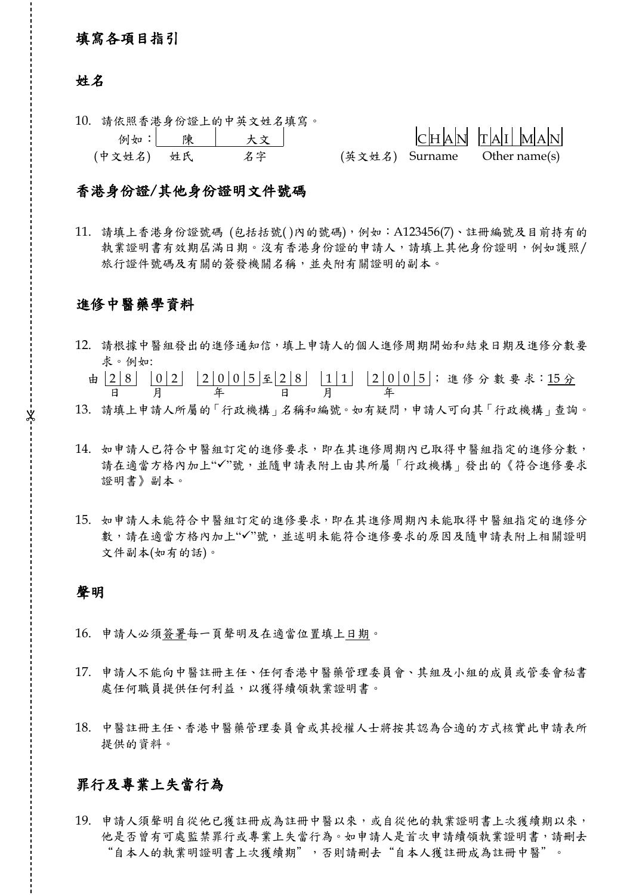## 填寫各項目指引

### 姓名

10. 請依照香港身份證上的中英文姓名填寫。

| | 姓氏 | 名字 | | Surname | Other name(s) |
|---|---|---|---|---|---|
| 例如：(中文姓名) | 陳 | 大文 | (英文姓名) | CHAN | TAI MAN |

### 香港身份證/其他身份證明文件號碼

11. 請填上香港身份證號碼 (包括括號( )內的號碼)，例如：A123456(7)、註冊編號及目前持有的執業證明書有效期屆滿日期。沒有香港身份證的申請人，請填上其他身份證明，例如護照/旅行證件號碼及有關的簽發機關名稱，並夾附有關證明的副本。

### 進修中醫藥學資料

12. 請根據中醫組發出的進修通知信，填上申請人的個人進修周期開始和結束日期及進修分數要求。例如:

    由 28 (日) 02 (月) 2005 (年) 至 28 (日) 11 (月) 2005 (年)；進修分數要求：15分

13. 請填上申請人所屬的「行政機構」名稱和編號。如有疑問，申請人可向其「行政機構」查詢。

14. 如申請人已符合中醫組訂定的進修要求，即在其進修周期內已取得中醫組指定的進修分數，請在適當方格內加上"✓"號，並隨申請表附上由其所屬「行政機構」發出的《符合進修要求證明書》副本。

15. 如申請人未能符合中醫組訂定的進修要求，即在其進修周期內未能取得中醫組指定的進修分數，請在適當方格內加上"✓"號，並述明未能符合進修要求的原因及隨申請表附上相關證明文件副本(如有的話)。

### 聲明

16. 申請人必須簽署每一頁聲明及在適當位置填上日期。

17. 申請人不能向中醫註冊主任、任何香港中醫藥管理委員會、其組及小組的成員或管委會秘書處任何職員提供任何利益，以獲得續領執業證明書。

18. 中醫註冊主任、香港中醫藥管理委員會或其授權人士將按其認為合適的方式核實此申請表所提供的資料。

### 罪行及專業上失當行為

19. 申請人須聲明自從他已獲註冊成為註冊中醫以來，或自從他的執業證明書上次獲續期以來，他是否曾有可處監禁罪行或專業上失當行為。如申請人是首次申請續領執業證明書，請刪去"自本人的執業明證明書上次獲續期"，否則請刪去"自本人獲註冊成為註冊中醫"。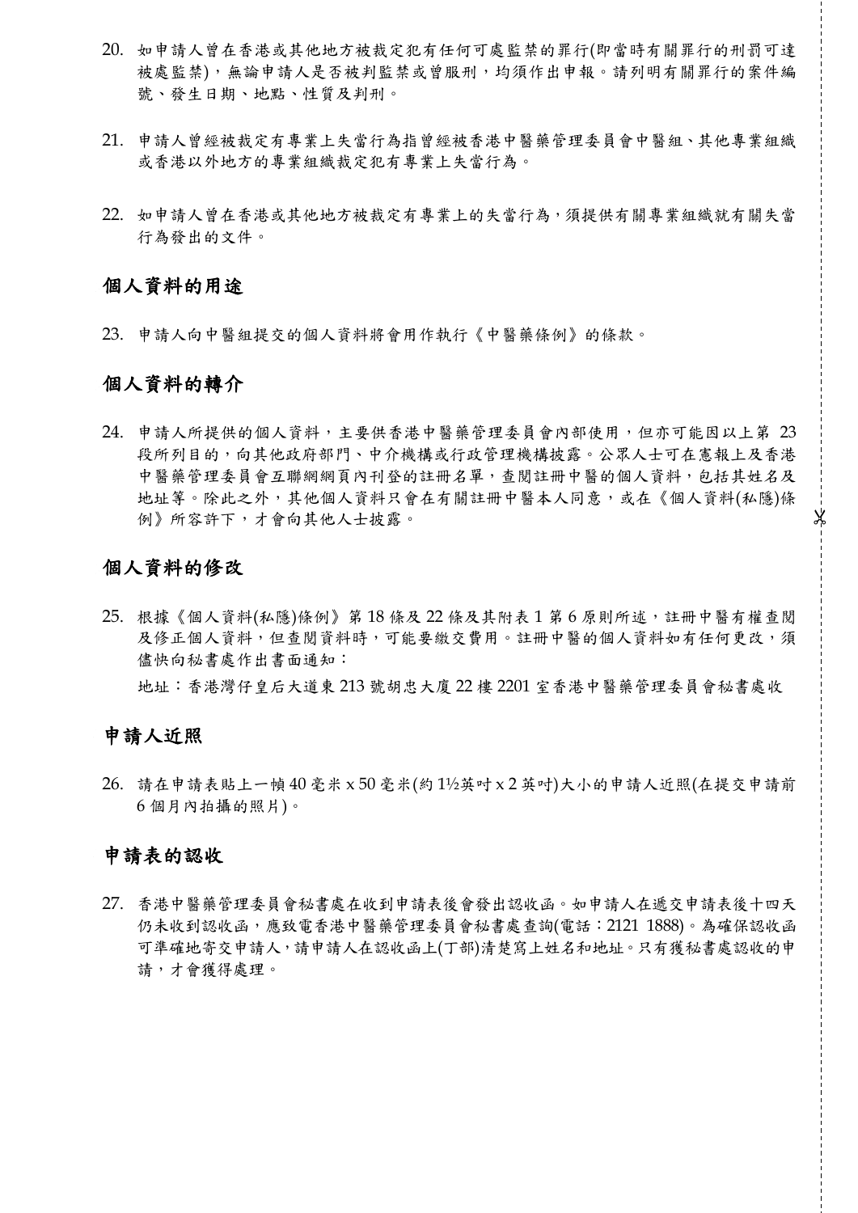20. 如申請人曾在香港或其他地方被裁定犯有任何可處監禁的罪行(即當時有關罪行的刑罰可達被處監禁)，無論申請人是否被判監禁或曾服刑，均須作出申報。請列明有關罪行的案件編號、發生日期、地點、性質及判刑。

21. 申請人曾經被裁定有專業上失當行為指曾經被香港中醫藥管理委員會中醫組、其他專業組織或香港以外地方的專業組織裁定犯有專業上失當行為。

22. 如申請人曾在香港或其他地方被裁定有專業上的失當行為，須提供有關專業組織就有關失當行為發出的文件。

## 個人資料的用途

23. 申請人向中醫組提交的個人資料將會用作執行《中醫藥條例》的條款。

## 個人資料的轉介

24. 申請人所提供的個人資料，主要供香港中醫藥管理委員會內部使用，但亦可能因以上第 23 段所列目的，向其他政府部門、中介機構或行政管理機構披露。公眾人士可在憲報上及香港中醫藥管理委員會互聯網網頁內刊登的註冊名單，查閱註冊中醫的個人資料，包括其姓名及地址等。除此之外，其他個人資料只會在有關註冊中醫本人同意，或在《個人資料(私隱)條例》所容許下，才會向其他人士披露。

## 個人資料的修改

25. 根據《個人資料(私隱)條例》第 18 條及 22 條及其附表 1 第 6 原則所述，註冊中醫有權查閱及修正個人資料，但查閱資料時，可能要繳交費用。註冊中醫的個人資料如有任何更改，須儘快向秘書處作出書面通知：

    地址：香港灣仔皇后大道東 213 號胡忠大廈 22 樓 2201 室香港中醫藥管理委員會秘書處收

## 申請人近照

26. 請在申請表貼上一幀 40 毫米 x 50 毫米(約 1½英吋 x 2 英吋)大小的申請人近照(在提交申請前 6 個月內拍攝的照片)。

## 申請表的認收

27. 香港中醫藥管理委員會秘書處在收到申請表後會發出認收函。如申請人在遞交申請表後十四天仍未收到認收函，應致電香港中醫藥管理委員會秘書處查詢(電話：2121 1888)。為確保認收函可準確地寄交申請人，請申請人在認收函上(丁部)清楚寫上姓名和地址。只有獲秘書處認收的申請，才會獲得處理。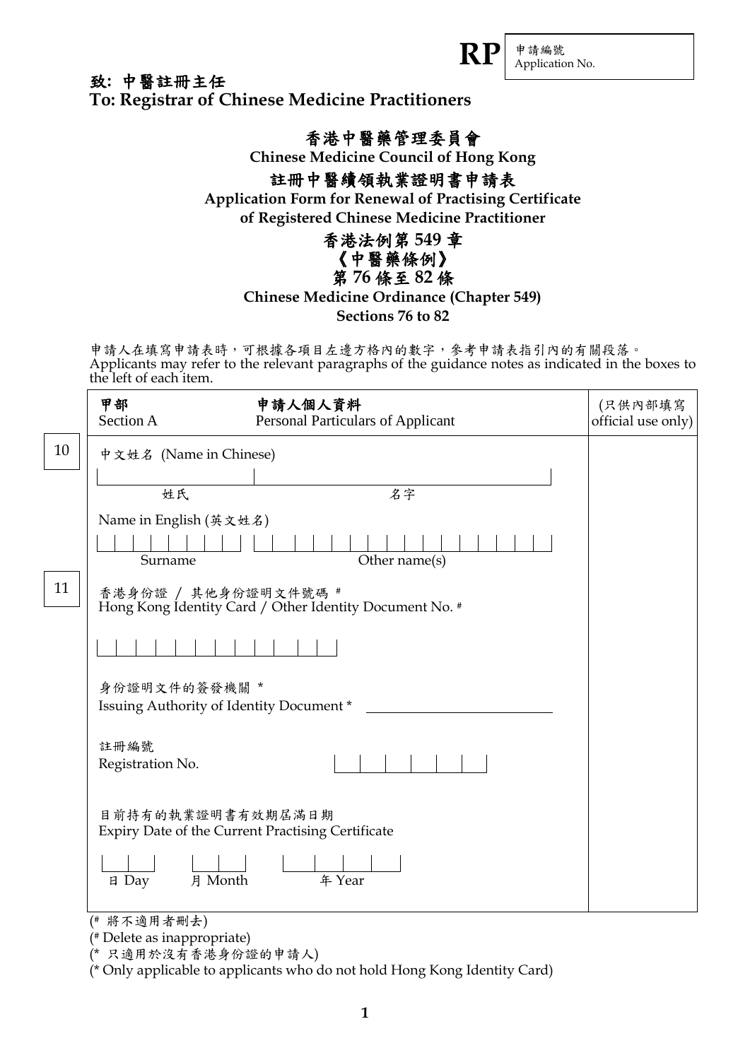**RP**

| 申請編號 Application No. |
|---|
| |

**致: 中醫註冊主任**
**To: Registrar of Chinese Medicine Practitioners**

# 香港中醫藥管理委員會
**Chinese Medicine Council of Hong Kong**

## 註冊中醫續領執業證明書申請表
**Application Form for Renewal of Practising Certificate of Registered Chinese Medicine Practitioner**

## 香港法例第 549 章
## 《中醫藥條例》
## 第 76 條至 82 條
**Chinese Medicine Ordinance (Chapter 549)**
**Sections 76 to 82**

申請人在填寫申請表時，可根據各項目左邊方格內的數字，參考申請表指引內的有關段落。
Applicants may refer to the relevant paragraphs of the guidance notes as indicated in the boxes to the left of each item.

| | **甲部** Section A　　**申請人個人資料** Personal Particulars of Applicant | (只供內部填寫 official use only) |
|---|---|---|
| 10 | 中文姓名 (Name in Chinese)<br>姓氏 ______ 名字 ______<br><br>Name in English (英文姓名)<br>Surname ______ Other name(s) ______ | |
| 11 | 香港身份證 / 其他身份證明文件號碼 #<br>Hong Kong Identity Card / Other Identity Document No. #<br>______<br><br>身份證明文件的簽發機關 *<br>Issuing Authority of Identity Document * ______<br><br>註冊編號<br>Registration No. ______<br><br>目前持有的執業證明書有效期屆滿日期<br>Expiry Date of the Current Practising Certificate<br>日 Day ____ 月 Month ____ 年 Year ______ | |

(# 將不適用者刪去)
(# Delete as inappropriate)
(* 只適用於沒有香港身份證的申請人)
(* Only applicable to applicants who do not hold Hong Kong Identity Card)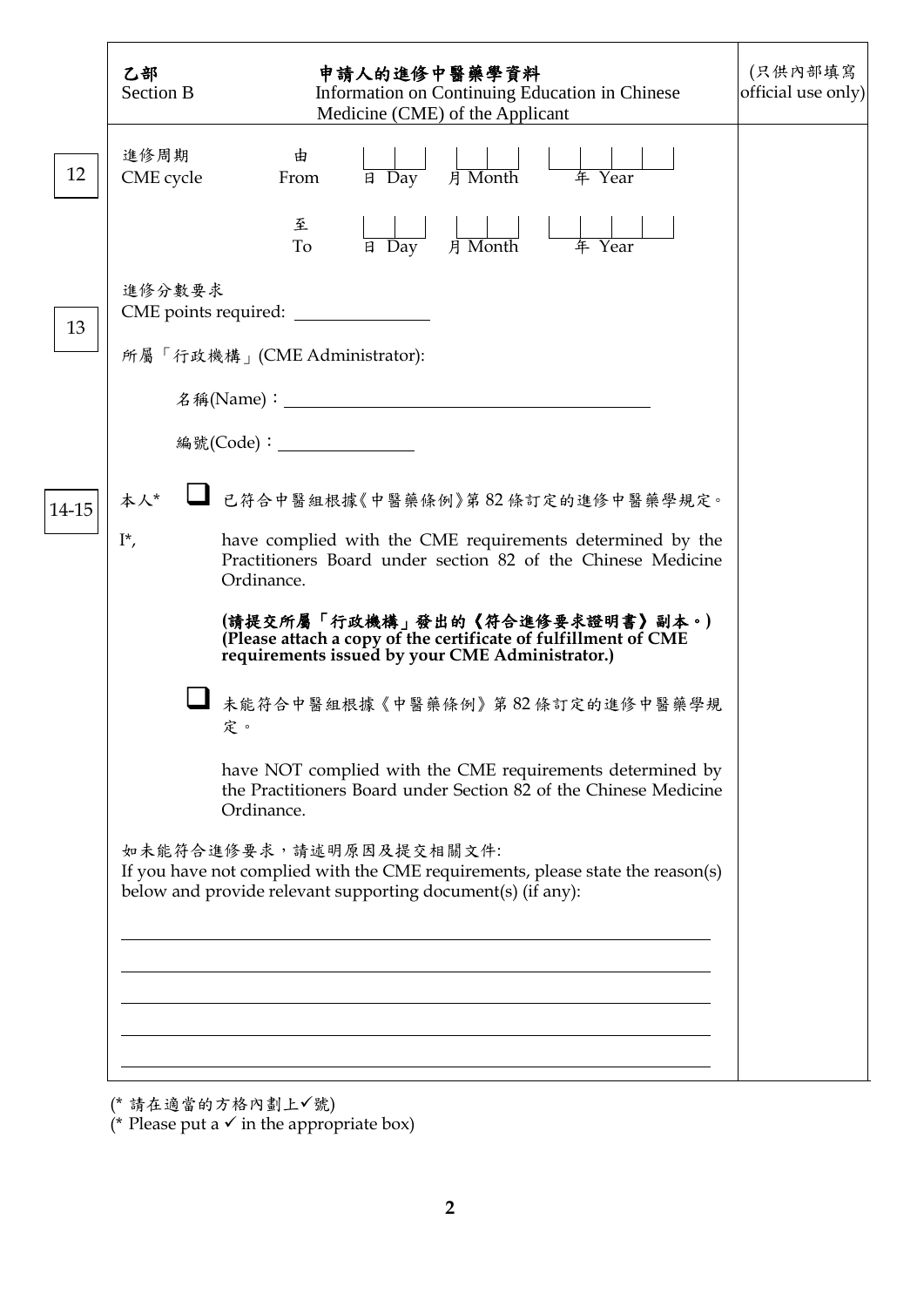| | **乙部** Section B | **申請人的進修中醫藥學資料** Information on Continuing Education in Chinese Medicine (CME) of the Applicant | (只供內部填寫 official use only) |
|---|---|---|---|
| 12 | 進修周期 CME cycle | 由 From ___ ___ 日 Day ___ ___ 月 Month ___ ___ ___ ___ 年 Year<br>至 To ___ ___ 日 Day ___ ___ 月 Month ___ ___ ___ ___ 年 Year | |
| 13 | 進修分數要求 CME points required: ______________<br>所屬「行政機構」(CME Administrator):<br>名稱(Name)：______________________________<br>編號(Code)：______________ | | |
| 14-15 | 本人* I*, | ☐ 已符合中醫組根據《中醫藥條例》第 82 條訂定的進修中醫藥學規定。<br>have complied with the CME requirements determined by the Practitioners Board under section 82 of the Chinese Medicine Ordinance.<br>**(請提交所屬「行政機構」發出的《符合進修要求證明書》副本。)**<br>**(Please attach a copy of the certificate of fulfillment of CME requirements issued by your CME Administrator.)**<br>☐ 未能符合中醫組根據《中醫藥條例》第 82 條訂定的進修中醫藥學規定。<br>have NOT complied with the CME requirements determined by the Practitioners Board under Section 82 of the Chinese Medicine Ordinance. | |
| | 如未能符合進修要求，請述明原因及提交相關文件:<br>If you have not complied with the CME requirements, please state the reason(s) below and provide relevant supporting document(s) (if any):<br>______________________________<br>______________________________<br>______________________________<br>______________________________<br>______________________________ | | |

(* 請在適當的方格內劃上✓號)
(* Please put a ✓ in the appropriate box)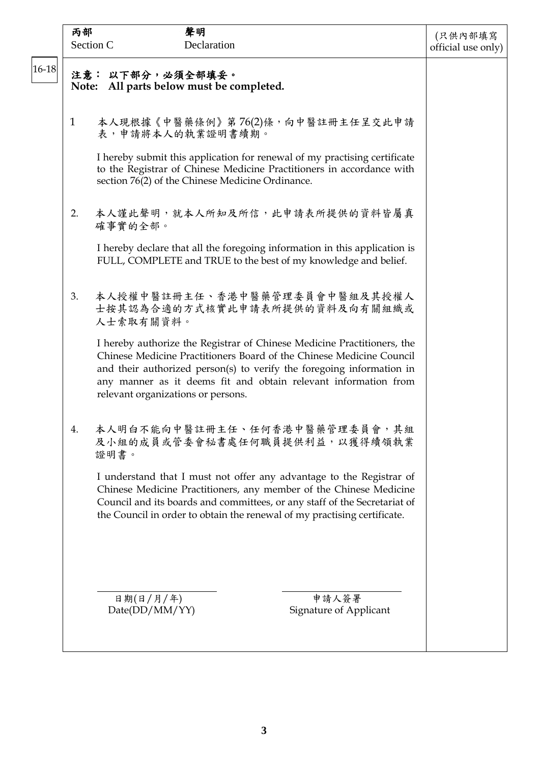| 丙部 Section C | 聲明 Declaration | (只供內部填寫 official use only) |
|---|---|---|

16-18

**注意： 以下部分，必須全部填妥。**
**Note: All parts below must be completed.**

1 本人現根據《中醫藥條例》第 76(2)條，向中醫註冊主任呈交此申請表，申請將本人的執業證明書續期。

I hereby submit this application for renewal of my practising certificate to the Registrar of Chinese Medicine Practitioners in accordance with section 76(2) of the Chinese Medicine Ordinance.

2. 本人謹此聲明，就本人所知及所信，此申請表所提供的資料皆屬真確事實的全部。

I hereby declare that all the foregoing information in this application is FULL, COMPLETE and TRUE to the best of my knowledge and belief.

3. 本人授權中醫註冊主任、香港中醫藥管理委員會中醫組及其授權人士按其認為合適的方式核實此申請表所提供的資料及向有關組織或人士索取有關資料。

I hereby authorize the Registrar of Chinese Medicine Practitioners, the Chinese Medicine Practitioners Board of the Chinese Medicine Council and their authorized person(s) to verify the foregoing information in any manner as it deems fit and obtain relevant information from relevant organizations or persons.

4. 本人明白不能向中醫註冊主任、任何香港中醫藥管理委員會，其組及小組的成員或管委會秘書處任何職員提供利益，以獲得續領執業證明書。

I understand that I must not offer any advantage to the Registrar of Chinese Medicine Practitioners, any member of the Chinese Medicine Council and its boards and committees, or any staff of the Secretariat of the Council in order to obtain the renewal of my practising certificate.

______________________
日期(日/月/年)
Date(DD/MM/YY)

______________________
申請人簽署
Signature of Applicant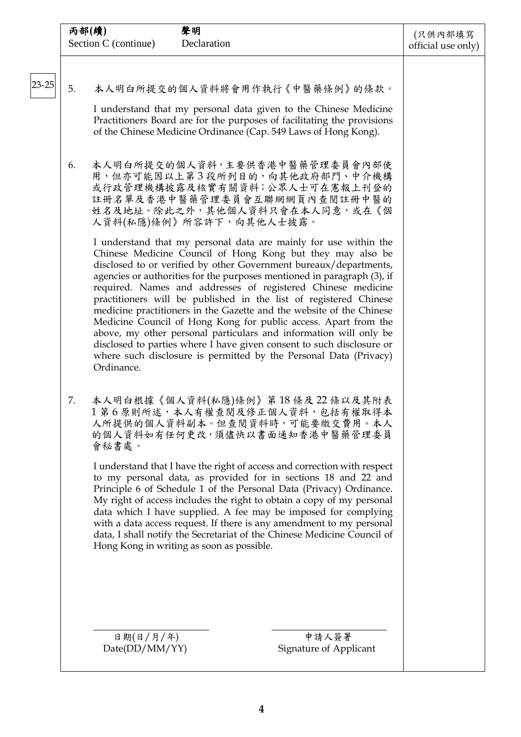**丙部(續)** **聲明**
Section C (continue) Declaration

(只供內部填寫 official use only)

23-25

5. 本人明白所提交的個人資料將會用作執行《中醫藥條例》的條款。

   I understand that my personal data given to the Chinese Medicine Practitioners Board are for the purposes of facilitating the provisions of the Chinese Medicine Ordinance (Cap. 549 Laws of Hong Kong).

6. 本人明白所提交的個人資料，主要供香港中醫藥管理委員會內部使用，但亦可能因以上第 3 段所列目的，向其他政府部門、中介機構或行政管理機構披露及核實有關資料；公眾人士可在憲報上刊登的註冊名單及香港中醫藥管理委員會互聯網網頁內查閱註冊中醫的姓名及地址。除此之外，其他個人資料只會在本人同意，或在《個人資料(私隱)條例》所容許下，向其他人士披露。

   I understand that my personal data are mainly for use within the Chinese Medicine Council of Hong Kong but they may also be disclosed to or verified by other Government bureaux/departments, agencies or authorities for the purposes mentioned in paragraph (3), if required. Names and addresses of registered Chinese medicine practitioners will be published in the list of registered Chinese medicine practitioners in the Gazette and the website of the Chinese Medicine Council of Hong Kong for public access. Apart from the above, my other personal particulars and information will only be disclosed to parties where I have given consent to such disclosure or where such disclosure is permitted by the Personal Data (Privacy) Ordinance.

7. 本人明白根據《個人資料(私隱)條例》第 18 條及 22 條以及其附表 1 第 6 原則所述，本人有權查閱及修正個人資料，包括有權取得本人所提供的個人資料副本。但查閱資料時，可能要繳交費用。本人的個人資料如有任何更改，須儘快以書面通知香港中醫藥管理委員會秘書處。

   I understand that I have the right of access and correction with respect to my personal data, as provided for in sections 18 and 22 and Principle 6 of Schedule 1 of the Personal Data (Privacy) Ordinance. My right of access includes the right to obtain a copy of my personal data which I have supplied. A fee may be imposed for complying with a data access request. If there is any amendment to my personal data, I shall notify the Secretariat of the Chinese Medicine Council of Hong Kong in writing as soon as possible.

\_\_\_\_\_\_\_\_\_\_\_\_\_\_\_\_\_\_\_\_
日期(日/月/年)
Date(DD/MM/YY)

\_\_\_\_\_\_\_\_\_\_\_\_\_\_\_\_\_\_\_\_
申請人簽署
Signature of Applicant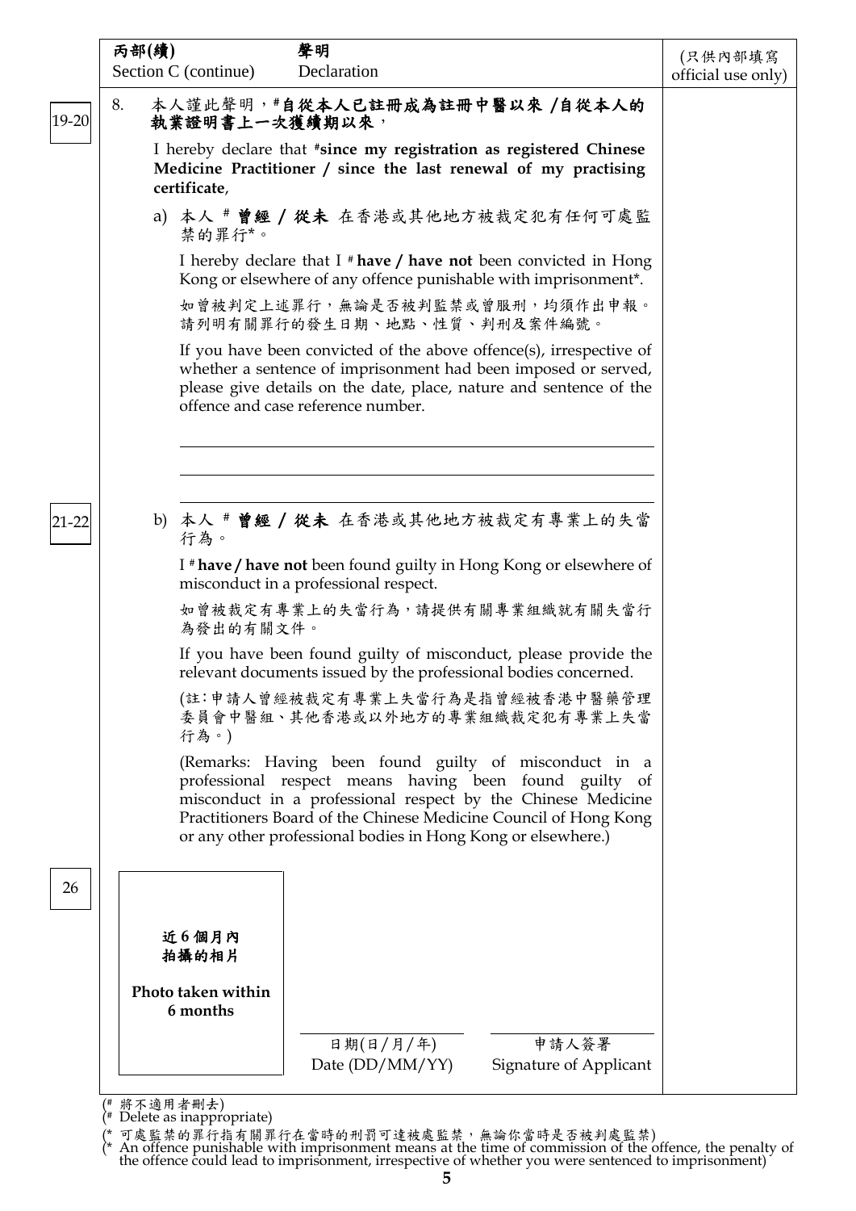丙部(續) Section C (continue) | 聲明 Declaration | (只供內部填寫 official use only)

19-20

8. 本人謹此聲明，#**自從本人已註冊成為註冊中醫以來 /自從本人的執業證明書上一次獲續期以來**，

I hereby declare that #**since my registration as registered Chinese Medicine Practitioner / since the last renewal of my practising certificate**,

a) 本人 # **曾經 / 從未** 在香港或其他地方被裁定犯有任何可處監禁的罪行*。

I hereby declare that I # **have / have not** been convicted in Hong Kong or elsewhere of any offence punishable with imprisonment*.

如曾被判定上述罪行，無論是否被判監禁或曾服刑，均須作出申報。請列明有關罪行的發生日期、地點、性質、判刑及案件編號。

If you have been convicted of the above offence(s), irrespective of whether a sentence of imprisonment had been imposed or served, please give details on the date, place, nature and sentence of the offence and case reference number.

\_\_\_\_\_\_\_\_\_\_\_\_\_\_\_\_\_\_\_\_\_\_\_\_\_\_\_\_\_\_\_\_\_\_\_\_\_\_\_\_

\_\_\_\_\_\_\_\_\_\_\_\_\_\_\_\_\_\_\_\_\_\_\_\_\_\_\_\_\_\_\_\_\_\_\_\_\_\_\_\_

\_\_\_\_\_\_\_\_\_\_\_\_\_\_\_\_\_\_\_\_\_\_\_\_\_\_\_\_\_\_\_\_\_\_\_\_\_\_\_\_

21-22

b) 本人 # **曾經 / 從未** 在香港或其他地方被裁定有專業上的失當行為。

I # **have / have not** been found guilty in Hong Kong or elsewhere of misconduct in a professional respect.

如曾被裁定有專業上的失當行為，請提供有關專業組織就有關失當行為發出的有關文件。

If you have been found guilty of misconduct, please provide the relevant documents issued by the professional bodies concerned.

(註：申請人曾經被裁定有專業上失當行為是指曾經被香港中醫藥管理委員會中醫組、其他香港或以外地方的專業組織裁定犯有專業上失當行為。)

(Remarks: Having been found guilty of misconduct in a professional respect means having been found guilty of misconduct in a professional respect by the Chinese Medicine Practitioners Board of the Chinese Medicine Council of Hong Kong or any other professional bodies in Hong Kong or elsewhere.)

26

**近 6 個月內拍攝的相片**

**Photo taken within 6 months**

\_\_\_\_\_\_\_\_\_\_\_\_\_\_\_\_\_\_\_\_ 日期(日/月/年) Date (DD/MM/YY)

\_\_\_\_\_\_\_\_\_\_\_\_\_\_\_\_\_\_\_\_ 申請人簽署 Signature of Applicant

(# 將不適用者刪去)
(# Delete as inappropriate)

(* 可處監禁的罪行指有關罪行在當時的刑罰可達被處監禁，無論你當時是否被判處監禁)
(* An offence punishable with imprisonment means at the time of commission of the offence, the penalty of the offence could lead to imprisonment, irrespective of whether you were sentenced to imprisonment)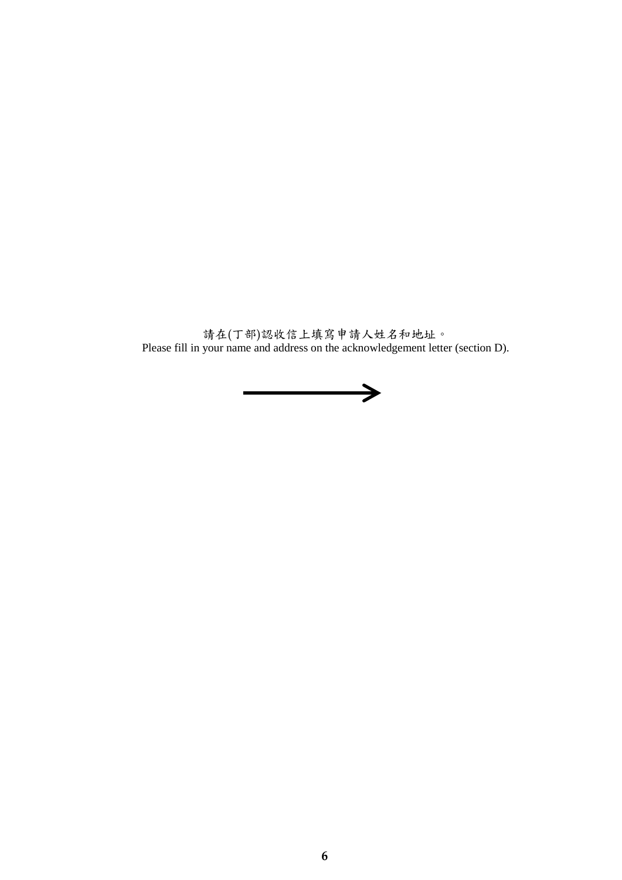請在(丁部)認收信上填寫申請人姓名和地址。
Please fill in your name and address on the acknowledgement letter (section D).

→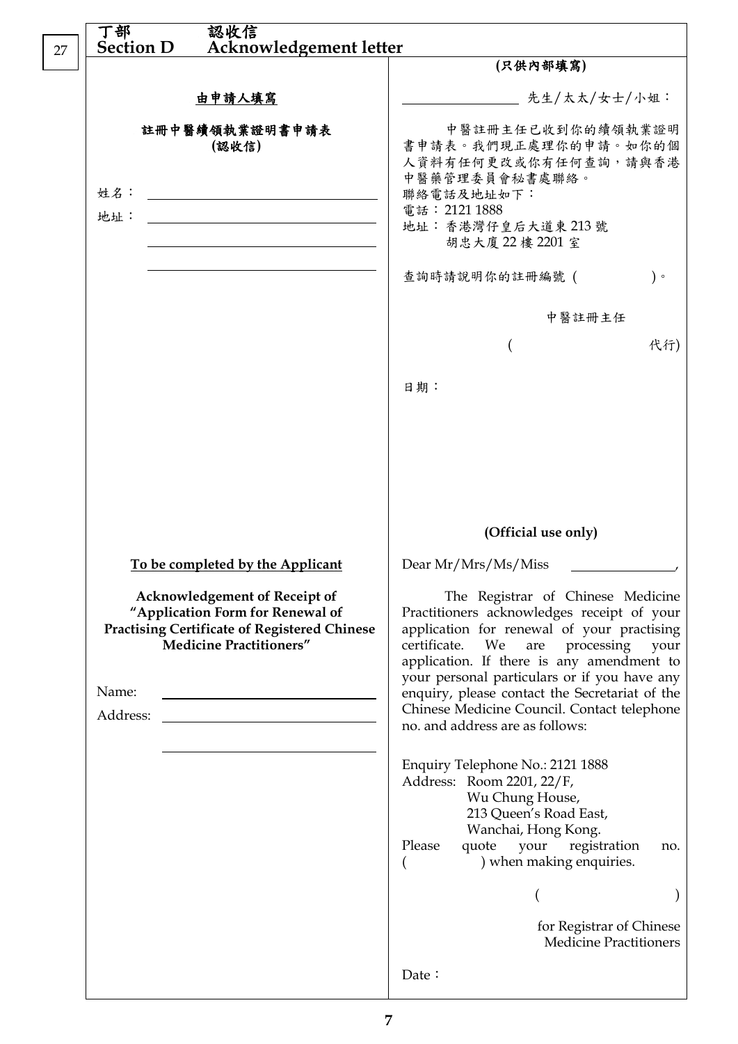## 丁部 認收信
## Section D Acknowledgement letter

**由申請人填寫**

**註冊中醫續領執業證明書申請表**
**(認收信)**

姓名：\_\_\_\_\_\_\_\_\_\_\_\_\_\_\_\_\_\_\_\_

地址：\_\_\_\_\_\_\_\_\_\_\_\_\_\_\_\_\_\_\_\_

\_\_\_\_\_\_\_\_\_\_\_\_\_\_\_\_\_\_\_\_

\_\_\_\_\_\_\_\_\_\_\_\_\_\_\_\_\_\_\_\_

**(只供內部填寫)**

\_\_\_\_\_\_\_\_\_\_\_\_ 先生/太太/女士/小姐：

中醫註冊主任已收到你的續領執業證明書申請表。我們現正處理你的申請。如你的個人資料有任何更改或你有任何查詢，請與香港中醫藥管理委員會秘書處聯絡。

聯絡電話及地址如下：

電話：2121 1888

地址：香港灣仔皇后大道東 213 號
胡忠大廈 22 樓 2201 室

查詢時請說明你的註冊編號 (　　　　)。

中醫註冊主任

(　　　　　　　　代行)

日期：

**To be completed by the Applicant**

**Acknowledgement of Receipt of "Application Form for Renewal of Practising Certificate of Registered Chinese Medicine Practitioners"**

Name: \_\_\_\_\_\_\_\_\_\_\_\_\_\_\_\_\_\_\_\_

Address: \_\_\_\_\_\_\_\_\_\_\_\_\_\_\_\_\_\_\_\_

\_\_\_\_\_\_\_\_\_\_\_\_\_\_\_\_\_\_\_\_

**(Official use only)**

Dear Mr/Mrs/Ms/Miss \_\_\_\_\_\_\_\_\_\_\_\_,

The Registrar of Chinese Medicine Practitioners acknowledges receipt of your application for renewal of your practising certificate. We are processing your application. If there is any amendment to your personal particulars or if you have any enquiry, please contact the Secretariat of the Chinese Medicine Council. Contact telephone no. and address are as follows:

Enquiry Telephone No.: 2121 1888

Address: Room 2201, 22/F,
Wu Chung House,
213 Queen's Road East,
Wanchai, Hong Kong.

Please quote your registration no. (　　　　) when making enquiries.

(　　　　　　　　)

for Registrar of Chinese Medicine Practitioners

Date：